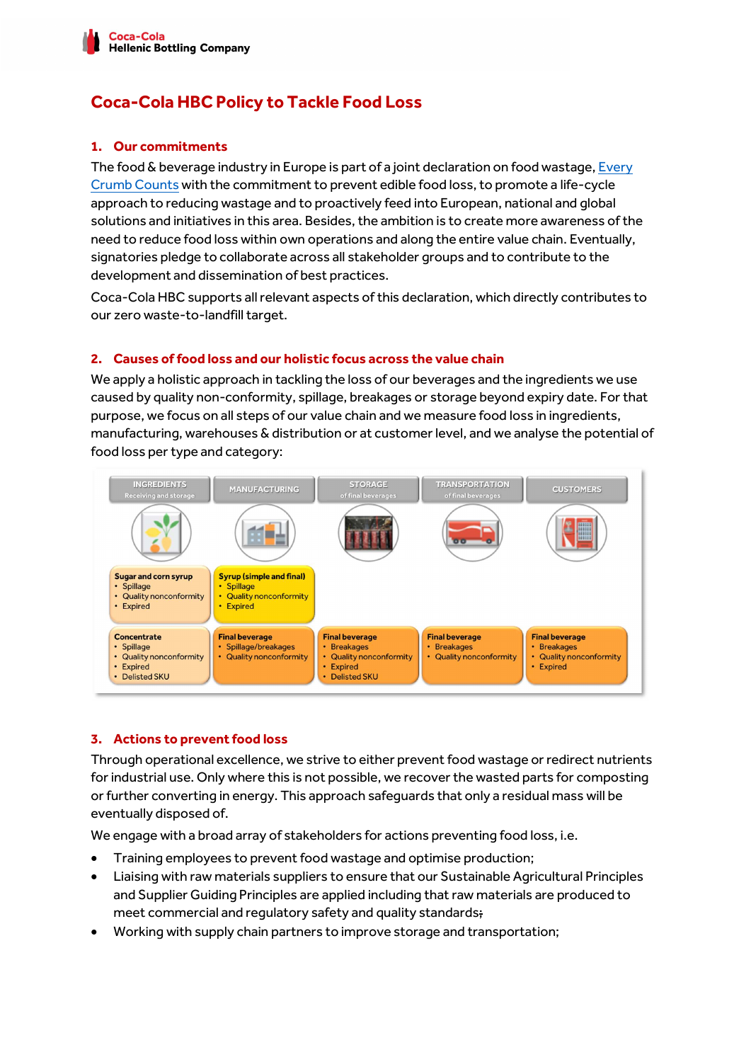# Coca-Cola HBC Policy to Tackle Food Loss

## 1. Our commitments

The food & beverage industry in Europe is part of a joint declaration on food wastage, Every Crumb Counts with the commitment to prevent edible food loss, to promote a life-cycle approach to reducing wastage and to proactively feed into European, national and global solutions and initiatives in this area. Besides, the ambition is to create more awareness of the need to reduce food loss within own operations and along the entire value chain. Eventually, signatories pledge to collaborate across all stakeholder groups and to contribute to the development and dissemination of best practices.

Coca-Cola HBC supports all relevant aspects of this declaration, which directly contributes to our zero waste-to-landfill target.

## 2. Causes of food loss and our holistic focus across the value chain

We apply a holistic approach in tackling the loss of our beverages and the ingredients we use caused by quality non-conformity, spillage, breakages or storage beyond expiry date. For that purpose, we focus on all steps of our value chain and we measure food loss in ingredients, manufacturing, warehouses & distribution or at customer level, and we analyse the potential of food loss per type and category:

INGREDIENTS
Receiving and storage

Sugar and corn syrup
- Spillage
- Quality nonconformity
- Expired

Concentrate
- Spillage
- Quality nonconformity
- Expired
- Delisted SKU

MANUFACTURING

Syrup (simple and final)
- Spillage
- Quality nonconformity
- Expired

Final beverage
- Spillage/breakages
- Quality nonconformity

STORAGE
of final beverages

Final beverage
- Breakages
- Quality nonconformity
- Expired
- Delisted SKU

TRANSPORTATION
of final beverages

Final beverage
- Breakages
- Quality nonconformity

CUSTOMERS

Final beverage
- Breakages
- Quality nonconformity
- Expired

## 3. Actions to prevent food loss

Through operational excellence, we strive to either prevent food wastage or redirect nutrients for industrial use. Only where this is not possible, we recover the wasted parts for composting or further converting in energy. This approach safeguards that only a residual mass will be eventually disposed of.

We engage with a broad array of stakeholders for actions preventing food loss, i.e.

- Training employees to prevent food wastage and optimise production;
- Liaising with raw materials suppliers to ensure that our Sustainable Agricultural Principles and Supplier Guiding Principles are applied including that raw materials are produced to meet commercial and regulatory safety and quality standards;
- Working with supply chain partners to improve storage and transportation;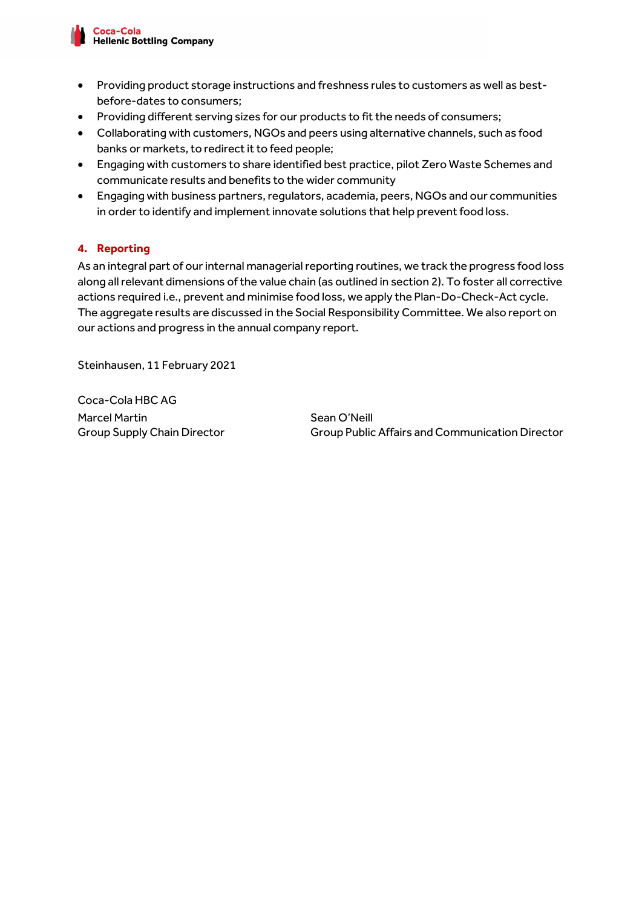- Providing product storage instructions and freshness rules to customers as well as best-before-dates to consumers;
- Providing different serving sizes for our products to fit the needs of consumers;
- Collaborating with customers, NGOs and peers using alternative channels, such as food banks or markets, to redirect it to feed people;
- Engaging with customers to share identified best practice, pilot Zero Waste Schemes and communicate results and benefits to the wider community
- Engaging with business partners, regulators, academia, peers, NGOs and our communities in order to identify and implement innovate solutions that help prevent food loss.

## 4. Reporting

As an integral part of our internal managerial reporting routines, we track the progress food loss along all relevant dimensions of the value chain (as outlined in section 2). To foster all corrective actions required i.e., prevent and minimise food loss, we apply the Plan-Do-Check-Act cycle. The aggregate results are discussed in the Social Responsibility Committee. We also report on our actions and progress in the annual company report.

Steinhausen, 11 February 2021

Coca-Cola HBC AG

Marcel Martin
Group Supply Chain Director

Sean O'Neill
Group Public Affairs and Communication Director